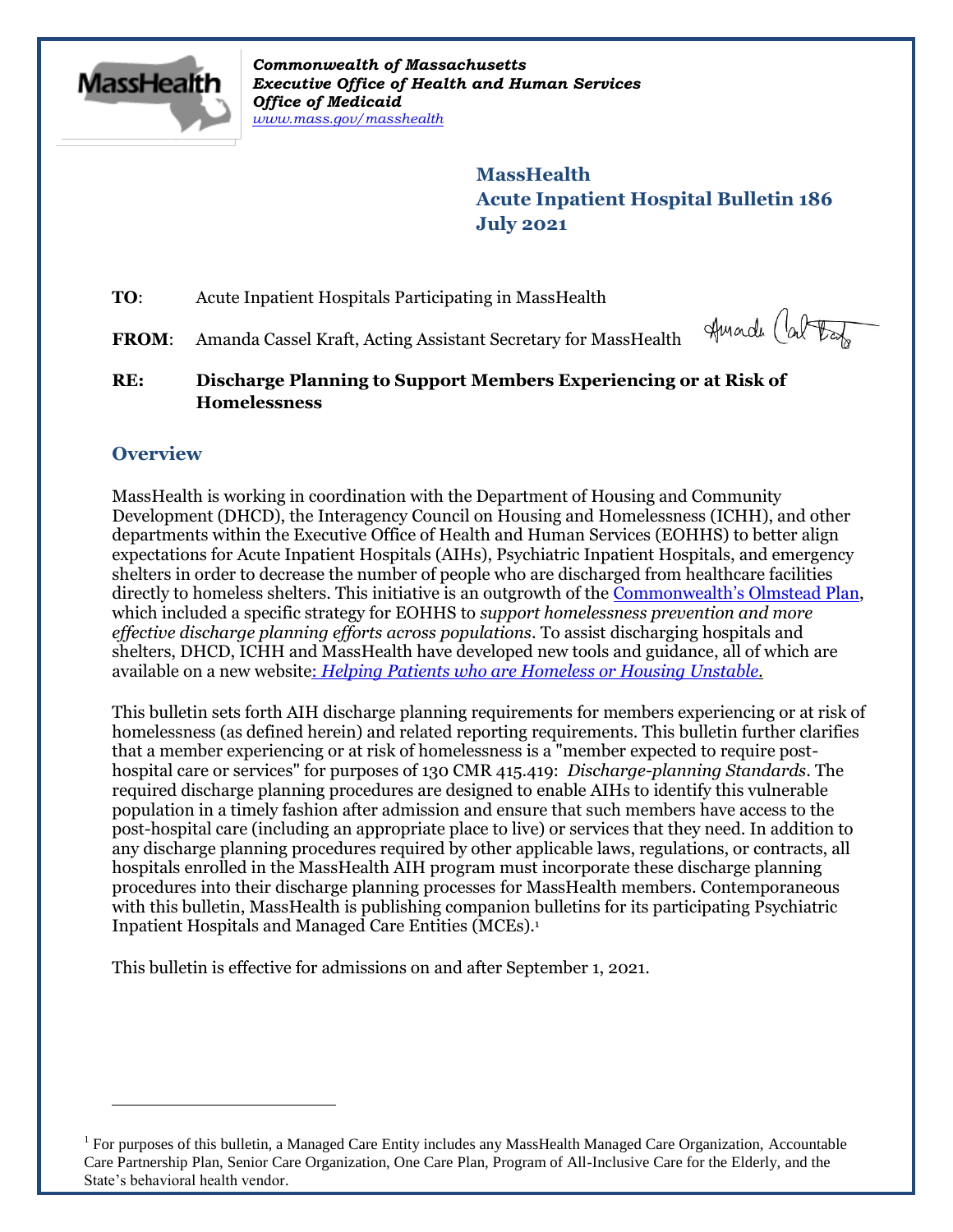*Commonwealth of Massachusetts*
*Executive Office of Health and Human Services*
*Office of Medicaid*
*www.mass.gov/masshealth*

# MassHealth
# Acute Inpatient Hospital Bulletin 186
# July 2021

**TO**: Acute Inpatient Hospitals Participating in MassHealth

**FROM**: Amanda Cassel Kraft, Acting Assistant Secretary for MassHealth

**RE: Discharge Planning to Support Members Experiencing or at Risk of Homelessness**

## Overview

MassHealth is working in coordination with the Department of Housing and Community Development (DHCD), the Interagency Council on Housing and Homelessness (ICHH), and other departments within the Executive Office of Health and Human Services (EOHHS) to better align expectations for Acute Inpatient Hospitals (AIHs), Psychiatric Inpatient Hospitals, and emergency shelters in order to decrease the number of people who are discharged from healthcare facilities directly to homeless shelters. This initiative is an outgrowth of the Commonwealth's Olmstead Plan, which included a specific strategy for EOHHS to *support homelessness prevention and more effective discharge planning efforts across populations*. To assist discharging hospitals and shelters, DHCD, ICHH and MassHealth have developed new tools and guidance, all of which are available on a new website: *Helping Patients who are Homeless or Housing Unstable*.

This bulletin sets forth AIH discharge planning requirements for members experiencing or at risk of homelessness (as defined herein) and related reporting requirements. This bulletin further clarifies that a member experiencing or at risk of homelessness is a "member expected to require post-hospital care or services" for purposes of 130 CMR 415.419: *Discharge-planning Standards*. The required discharge planning procedures are designed to enable AIHs to identify this vulnerable population in a timely fashion after admission and ensure that such members have access to the post-hospital care (including an appropriate place to live) or services that they need. In addition to any discharge planning procedures required by other applicable laws, regulations, or contracts, all hospitals enrolled in the MassHealth AIH program must incorporate these discharge planning procedures into their discharge planning processes for MassHealth members. Contemporaneous with this bulletin, MassHealth is publishing companion bulletins for its participating Psychiatric Inpatient Hospitals and Managed Care Entities (MCEs).[1]

This bulletin is effective for admissions on and after September 1, 2021.

[1] For purposes of this bulletin, a Managed Care Entity includes any MassHealth Managed Care Organization, Accountable Care Partnership Plan, Senior Care Organization, One Care Plan, Program of All-Inclusive Care for the Elderly, and the State's behavioral health vendor.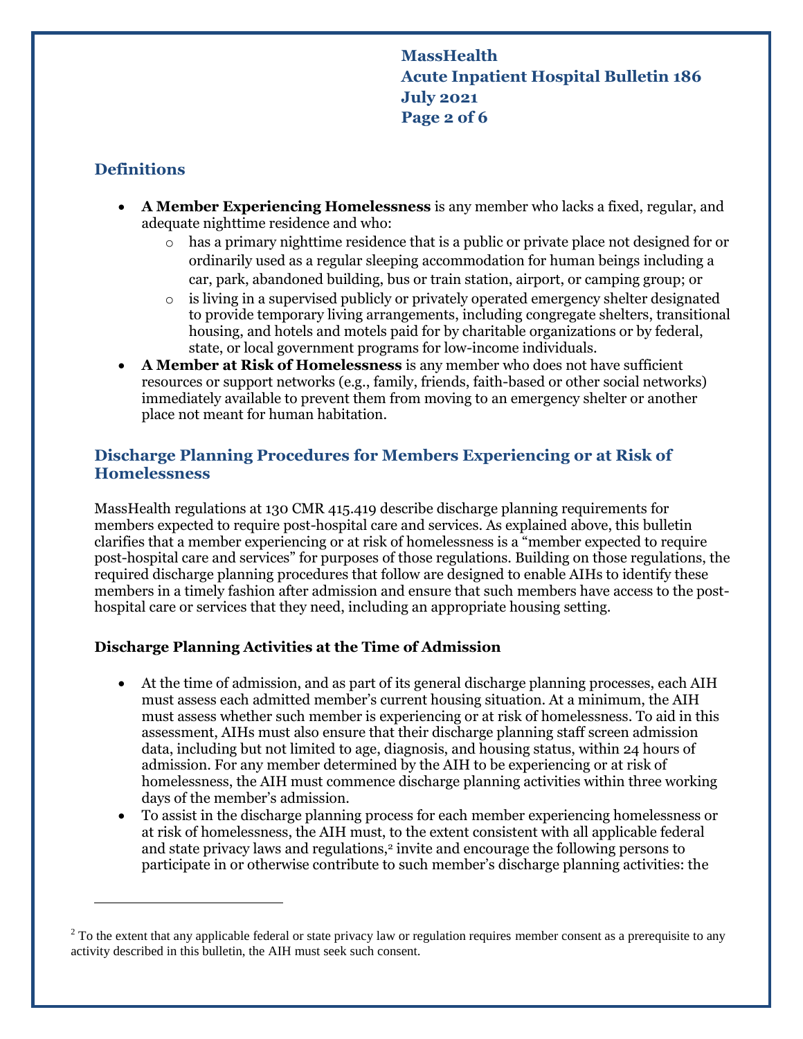## Definitions

- **A Member Experiencing Homelessness** is any member who lacks a fixed, regular, and adequate nighttime residence and who:
  - has a primary nighttime residence that is a public or private place not designed for or ordinarily used as a regular sleeping accommodation for human beings including a car, park, abandoned building, bus or train station, airport, or camping group; or
  - is living in a supervised publicly or privately operated emergency shelter designated to provide temporary living arrangements, including congregate shelters, transitional housing, and hotels and motels paid for by charitable organizations or by federal, state, or local government programs for low-income individuals.
- **A Member at Risk of Homelessness** is any member who does not have sufficient resources or support networks (e.g., family, friends, faith-based or other social networks) immediately available to prevent them from moving to an emergency shelter or another place not meant for human habitation.

## Discharge Planning Procedures for Members Experiencing or at Risk of Homelessness

MassHealth regulations at 130 CMR 415.419 describe discharge planning requirements for members expected to require post-hospital care and services. As explained above, this bulletin clarifies that a member experiencing or at risk of homelessness is a "member expected to require post-hospital care and services" for purposes of those regulations. Building on those regulations, the required discharge planning procedures that follow are designed to enable AIHs to identify these members in a timely fashion after admission and ensure that such members have access to the post-hospital care or services that they need, including an appropriate housing setting.

### Discharge Planning Activities at the Time of Admission

- At the time of admission, and as part of its general discharge planning processes, each AIH must assess each admitted member's current housing situation. At a minimum, the AIH must assess whether such member is experiencing or at risk of homelessness. To aid in this assessment, AIHs must also ensure that their discharge planning staff screen admission data, including but not limited to age, diagnosis, and housing status, within 24 hours of admission. For any member determined by the AIH to be experiencing or at risk of homelessness, the AIH must commence discharge planning activities within three working days of the member's admission.
- To assist in the discharge planning process for each member experiencing homelessness or at risk of homelessness, the AIH must, to the extent consistent with all applicable federal and state privacy laws and regulations,[2] invite and encourage the following persons to participate in or otherwise contribute to such member's discharge planning activities: the

[2] To the extent that any applicable federal or state privacy law or regulation requires member consent as a prerequisite to any activity described in this bulletin, the AIH must seek such consent.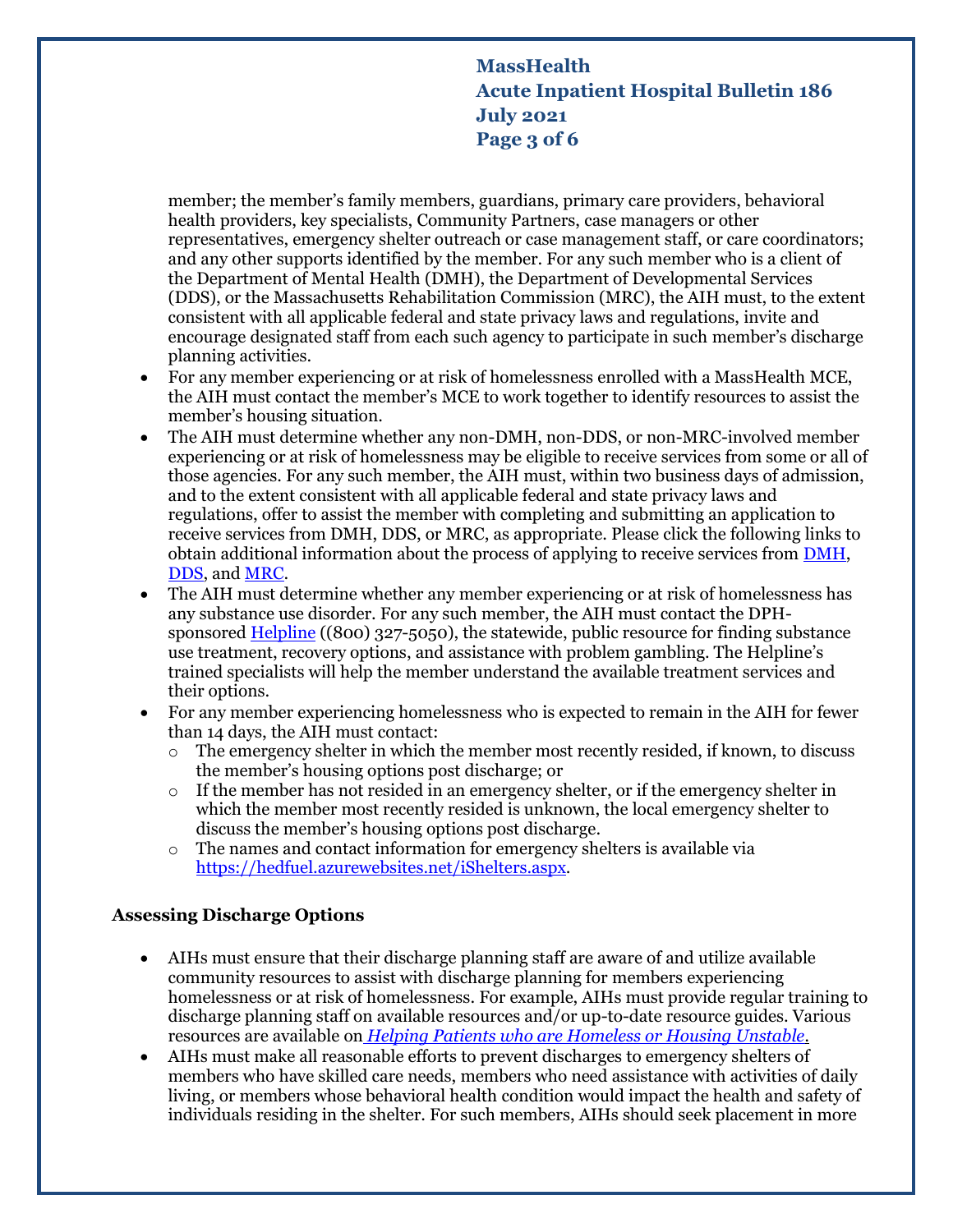member; the member's family members, guardians, primary care providers, behavioral health providers, key specialists, Community Partners, case managers or other representatives, emergency shelter outreach or case management staff, or care coordinators; and any other supports identified by the member. For any such member who is a client of the Department of Mental Health (DMH), the Department of Developmental Services (DDS), or the Massachusetts Rehabilitation Commission (MRC), the AIH must, to the extent consistent with all applicable federal and state privacy laws and regulations, invite and encourage designated staff from each such agency to participate in such member's discharge planning activities.

- For any member experiencing or at risk of homelessness enrolled with a MassHealth MCE, the AIH must contact the member's MCE to work together to identify resources to assist the member's housing situation.
- The AIH must determine whether any non-DMH, non-DDS, or non-MRC-involved member experiencing or at risk of homelessness may be eligible to receive services from some or all of those agencies. For any such member, the AIH must, within two business days of admission, and to the extent consistent with all applicable federal and state privacy laws and regulations, offer to assist the member with completing and submitting an application to receive services from DMH, DDS, or MRC, as appropriate. Please click the following links to obtain additional information about the process of applying to receive services from DMH, DDS, and MRC.
- The AIH must determine whether any member experiencing or at risk of homelessness has any substance use disorder. For any such member, the AIH must contact the DPH-sponsored Helpline ((800) 327-5050), the statewide, public resource for finding substance use treatment, recovery options, and assistance with problem gambling. The Helpline's trained specialists will help the member understand the available treatment services and their options.
- For any member experiencing homelessness who is expected to remain in the AIH for fewer than 14 days, the AIH must contact:
  - The emergency shelter in which the member most recently resided, if known, to discuss the member's housing options post discharge; or
  - If the member has not resided in an emergency shelter, or if the emergency shelter in which the member most recently resided is unknown, the local emergency shelter to discuss the member's housing options post discharge.
  - The names and contact information for emergency shelters is available via https://hedfuel.azurewebsites.net/iShelters.aspx.

**Assessing Discharge Options**

- AIHs must ensure that their discharge planning staff are aware of and utilize available community resources to assist with discharge planning for members experiencing homelessness or at risk of homelessness. For example, AIHs must provide regular training to discharge planning staff on available resources and/or up-to-date resource guides. Various resources are available on *Helping Patients who are Homeless or Housing Unstable*.
- AIHs must make all reasonable efforts to prevent discharges to emergency shelters of members who have skilled care needs, members who need assistance with activities of daily living, or members whose behavioral health condition would impact the health and safety of individuals residing in the shelter. For such members, AIHs should seek placement in more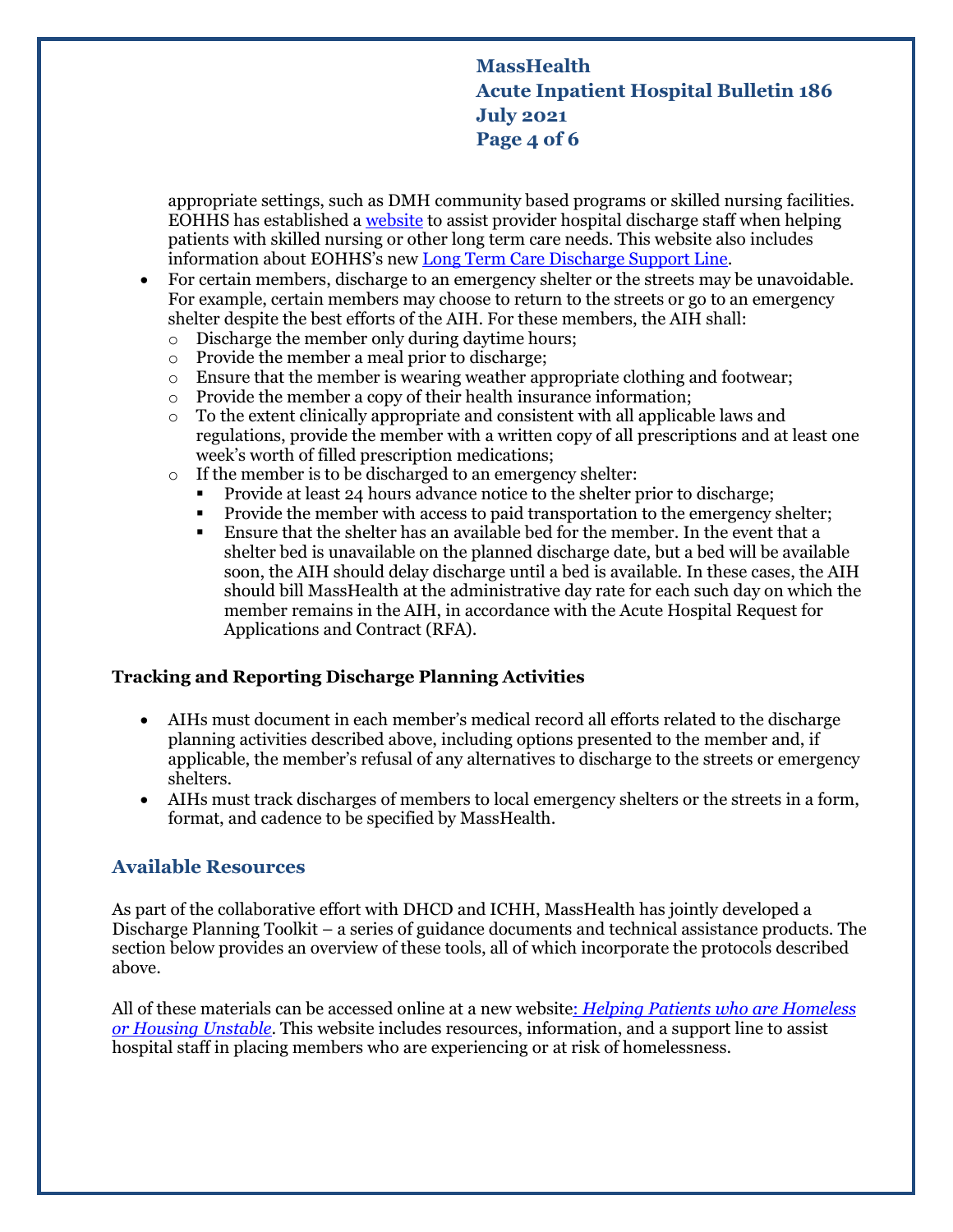appropriate settings, such as DMH community based programs or skilled nursing facilities. EOHHS has established a website to assist provider hospital discharge staff when helping patients with skilled nursing or other long term care needs. This website also includes information about EOHHS's new Long Term Care Discharge Support Line.

- For certain members, discharge to an emergency shelter or the streets may be unavoidable. For example, certain members may choose to return to the streets or go to an emergency shelter despite the best efforts of the AIH. For these members, the AIH shall:
  - Discharge the member only during daytime hours;
  - Provide the member a meal prior to discharge;
  - Ensure that the member is wearing weather appropriate clothing and footwear;
  - Provide the member a copy of their health insurance information;
  - To the extent clinically appropriate and consistent with all applicable laws and regulations, provide the member with a written copy of all prescriptions and at least one week's worth of filled prescription medications;
  - If the member is to be discharged to an emergency shelter:
    - Provide at least 24 hours advance notice to the shelter prior to discharge;
    - Provide the member with access to paid transportation to the emergency shelter;
    - Ensure that the shelter has an available bed for the member. In the event that a shelter bed is unavailable on the planned discharge date, but a bed will be available soon, the AIH should delay discharge until a bed is available. In these cases, the AIH should bill MassHealth at the administrative day rate for each such day on which the member remains in the AIH, in accordance with the Acute Hospital Request for Applications and Contract (RFA).

**Tracking and Reporting Discharge Planning Activities**

- AIHs must document in each member's medical record all efforts related to the discharge planning activities described above, including options presented to the member and, if applicable, the member's refusal of any alternatives to discharge to the streets or emergency shelters.
- AIHs must track discharges of members to local emergency shelters or the streets in a form, format, and cadence to be specified by MassHealth.

## Available Resources

As part of the collaborative effort with DHCD and ICHH, MassHealth has jointly developed a Discharge Planning Toolkit – a series of guidance documents and technical assistance products. The section below provides an overview of these tools, all of which incorporate the protocols described above.

All of these materials can be accessed online at a new website*: Helping Patients who are Homeless or Housing Unstable*. This website includes resources, information, and a support line to assist hospital staff in placing members who are experiencing or at risk of homelessness.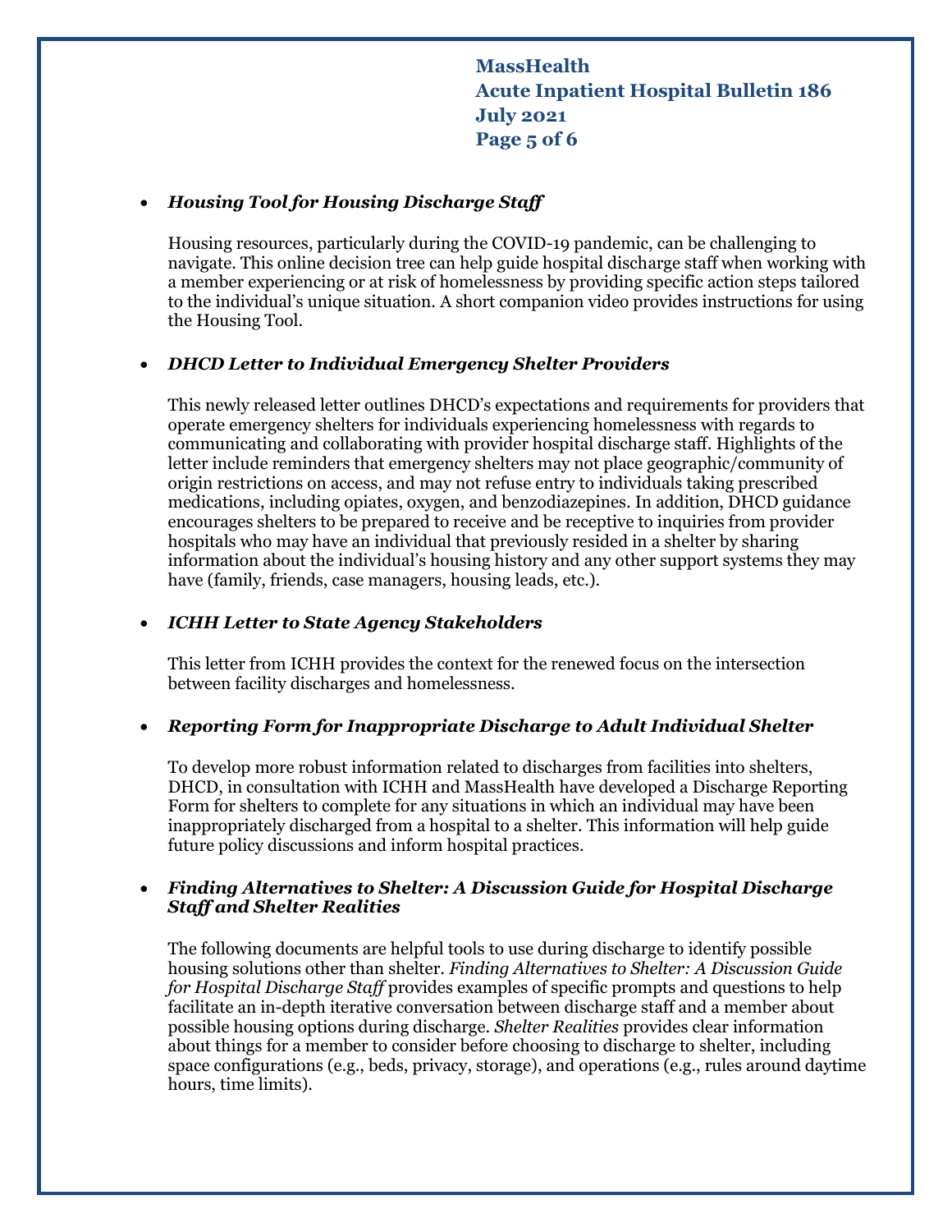- ***Housing Tool for Housing Discharge Staff***

  Housing resources, particularly during the COVID-19 pandemic, can be challenging to navigate. This online decision tree can help guide hospital discharge staff when working with a member experiencing or at risk of homelessness by providing specific action steps tailored to the individual's unique situation. A short companion video provides instructions for using the Housing Tool.

- ***DHCD Letter to Individual Emergency Shelter Providers***

  This newly released letter outlines DHCD's expectations and requirements for providers that operate emergency shelters for individuals experiencing homelessness with regards to communicating and collaborating with provider hospital discharge staff. Highlights of the letter include reminders that emergency shelters may not place geographic/community of origin restrictions on access, and may not refuse entry to individuals taking prescribed medications, including opiates, oxygen, and benzodiazepines. In addition, DHCD guidance encourages shelters to be prepared to receive and be receptive to inquiries from provider hospitals who may have an individual that previously resided in a shelter by sharing information about the individual's housing history and any other support systems they may have (family, friends, case managers, housing leads, etc.).

- ***ICHH Letter to State Agency Stakeholders***

  This letter from ICHH provides the context for the renewed focus on the intersection between facility discharges and homelessness.

- ***Reporting Form for Inappropriate Discharge to Adult Individual Shelter***

  To develop more robust information related to discharges from facilities into shelters, DHCD, in consultation with ICHH and MassHealth have developed a Discharge Reporting Form for shelters to complete for any situations in which an individual may have been inappropriately discharged from a hospital to a shelter. This information will help guide future policy discussions and inform hospital practices.

- ***Finding Alternatives to Shelter: A Discussion Guide for Hospital Discharge Staff and Shelter Realities***

  The following documents are helpful tools to use during discharge to identify possible housing solutions other than shelter. *Finding Alternatives to Shelter: A Discussion Guide for Hospital Discharge Staff* provides examples of specific prompts and questions to help facilitate an in-depth iterative conversation between discharge staff and a member about possible housing options during discharge. *Shelter Realities* provides clear information about things for a member to consider before choosing to discharge to shelter, including space configurations (e.g., beds, privacy, storage), and operations (e.g., rules around daytime hours, time limits).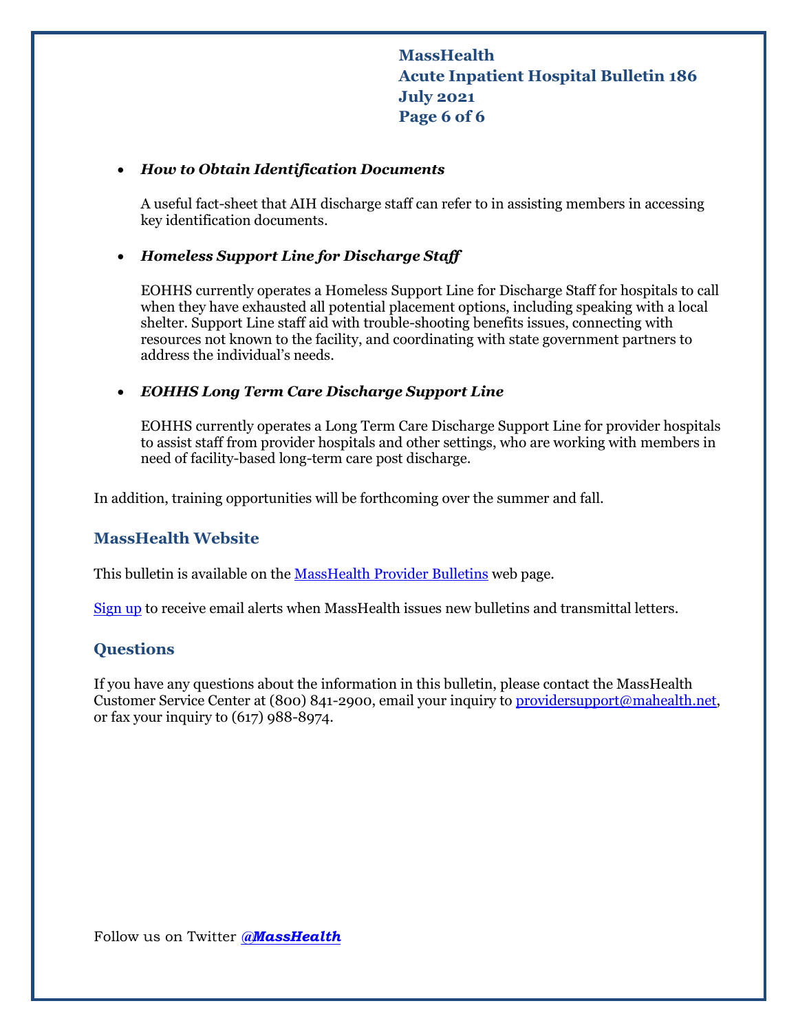- ***How to Obtain Identification Documents***

  A useful fact-sheet that AIH discharge staff can refer to in assisting members in accessing key identification documents.

- ***Homeless Support Line for Discharge Staff***

  EOHHS currently operates a Homeless Support Line for Discharge Staff for hospitals to call when they have exhausted all potential placement options, including speaking with a local shelter. Support Line staff aid with trouble-shooting benefits issues, connecting with resources not known to the facility, and coordinating with state government partners to address the individual's needs.

- ***EOHHS Long Term Care Discharge Support Line***

  EOHHS currently operates a Long Term Care Discharge Support Line for provider hospitals to assist staff from provider hospitals and other settings, who are working with members in need of facility-based long-term care post discharge.

In addition, training opportunities will be forthcoming over the summer and fall.

## MassHealth Website

This bulletin is available on the [MassHealth Provider Bulletins]() web page.

[Sign up]() to receive email alerts when MassHealth issues new bulletins and transmittal letters.

## Questions

If you have any questions about the information in this bulletin, please contact the MassHealth Customer Service Center at (800) 841-2900, email your inquiry to providersupport@mahealth.net, or fax your inquiry to (617) 988-8974.

Follow us on Twitter ***@MassHealth***